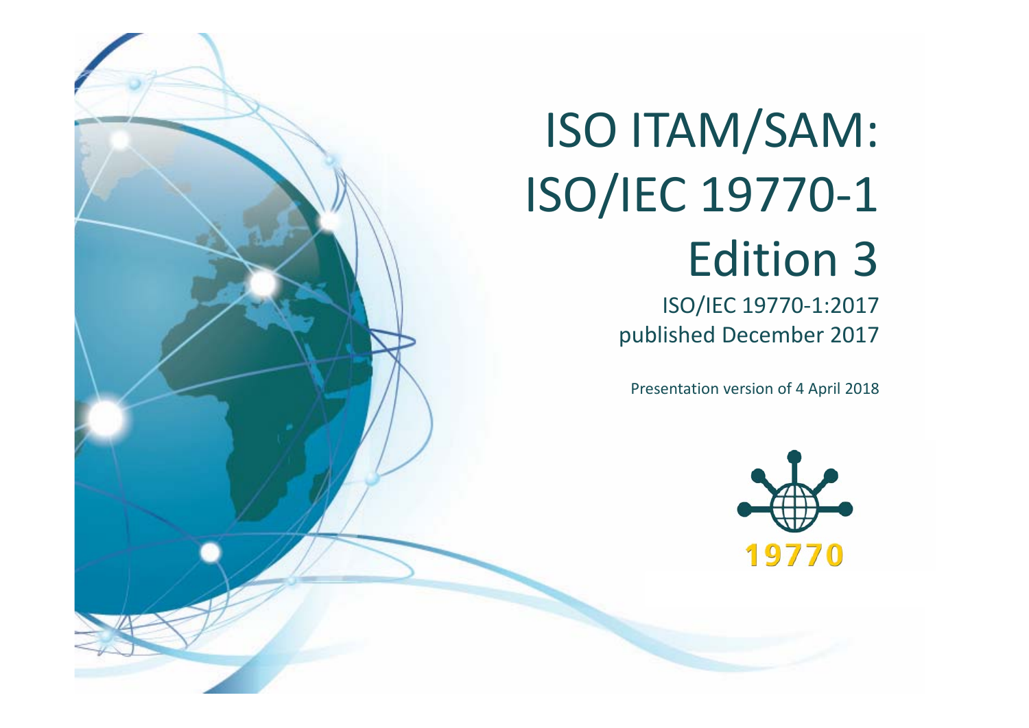# ISO ITAM/SAM: ISO/IEC 19770-1 Edition 3

ISO/IEC 19770-1:2017
published December 2017

Presentation version of 4 April 2018

19770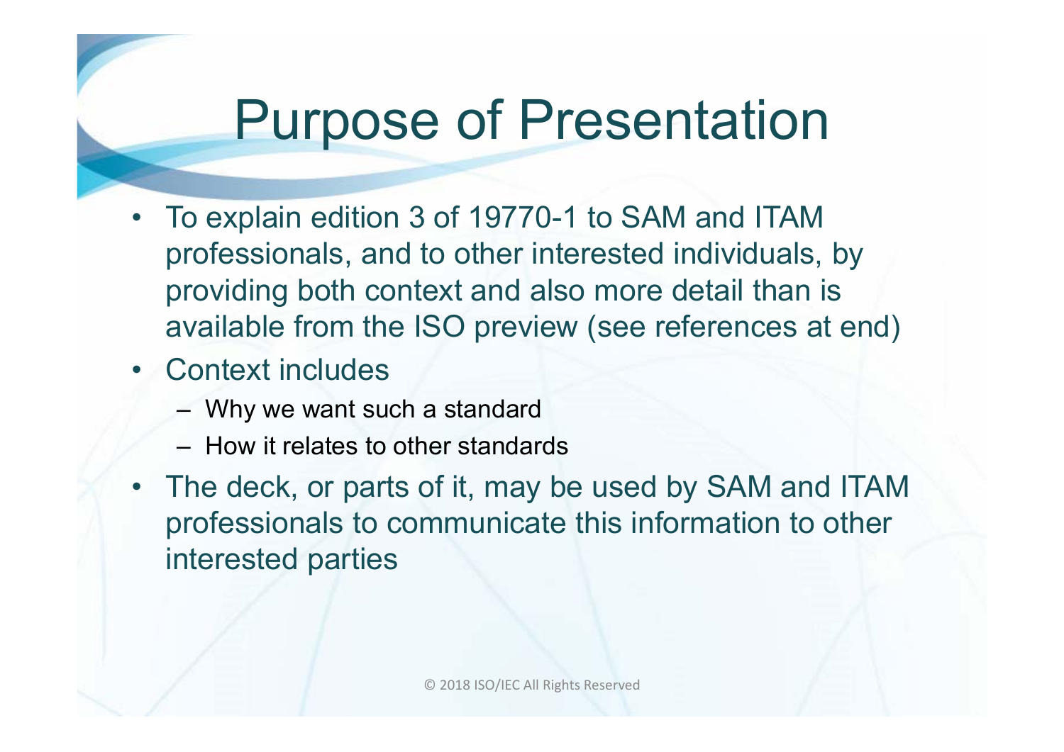# Purpose of Presentation

- To explain edition 3 of 19770-1 to SAM and ITAM professionals, and to other interested individuals, by providing both context and also more detail than is available from the ISO preview (see references at end)
- Context includes
  - Why we want such a standard
  - How it relates to other standards
- The deck, or parts of it, may be used by SAM and ITAM professionals to communicate this information to other interested parties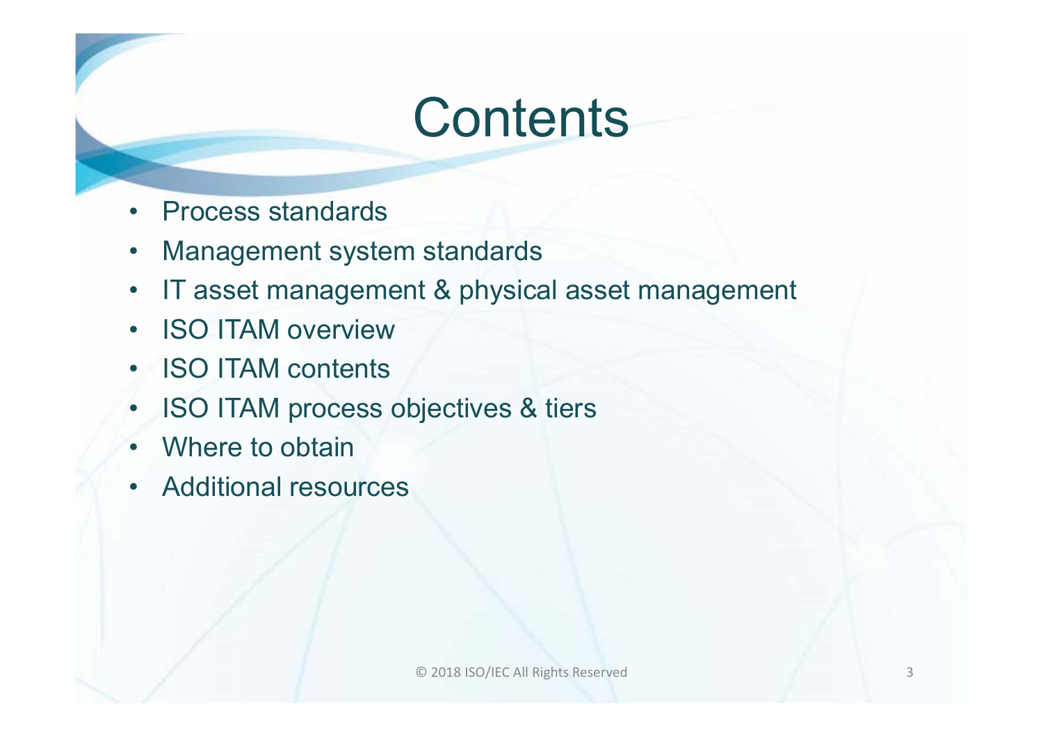# Contents

- Process standards
- Management system standards
- IT asset management & physical asset management
- ISO ITAM overview
- ISO ITAM contents
- ISO ITAM process objectives & tiers
- Where to obtain
- Additional resources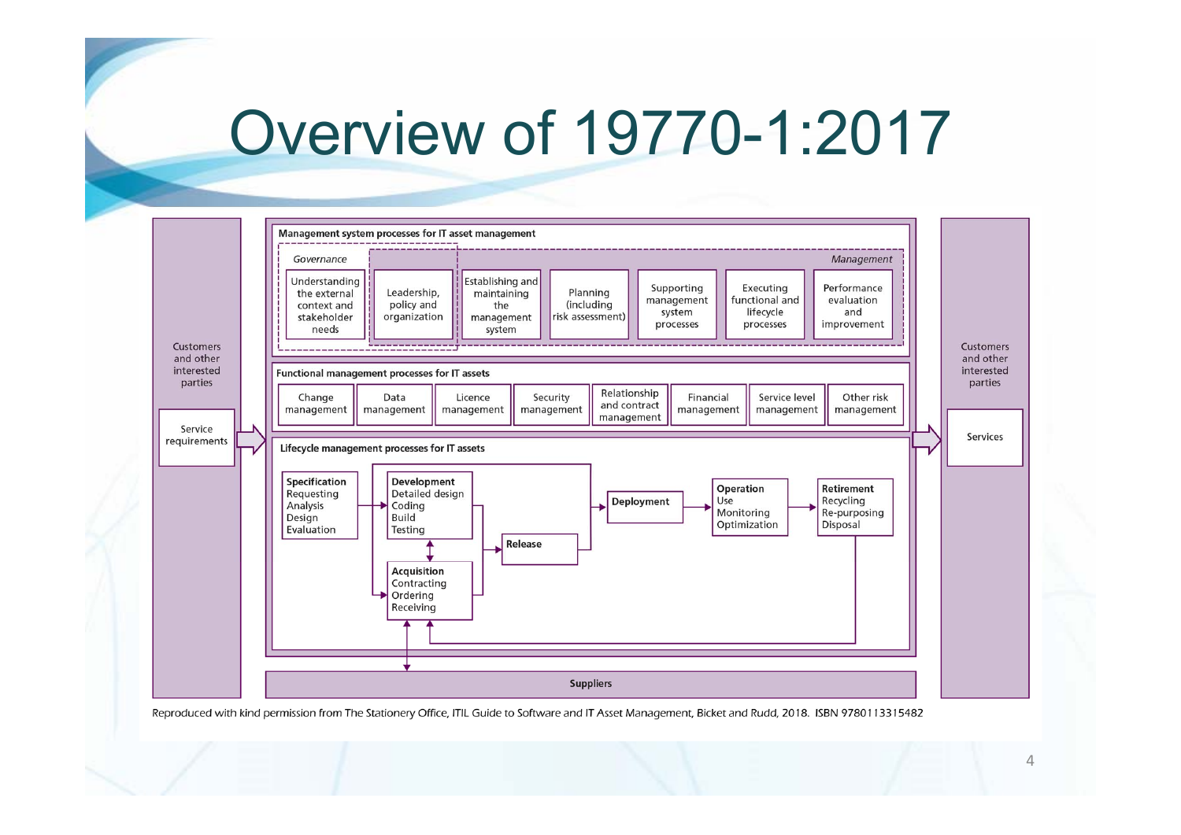# Overview of 19770-1:2017

Customers and other interested parties

Service requirements

**Management system processes for IT asset management**

*Governance*

*Management*

- Understanding the external context and stakeholder needs
- Leadership, policy and organization
- Establishing and maintaining the management system
- Planning (including risk assessment)
- Supporting management system processes
- Executing functional and lifecycle processes
- Performance evaluation and improvement

**Functional management processes for IT assets**

- Change management
- Data management
- Licence management
- Security management
- Relationship and contract management
- Financial management
- Service level management
- Other risk management

**Lifecycle management processes for IT assets**

- **Specification**: Requesting, Analysis, Design, Evaluation
- **Development**: Detailed design, Coding, Build, Testing
- **Acquisition**: Contracting, Ordering, Receiving
- **Release**
- **Deployment**
- **Operation**: Use, Monitoring, Optimization
- **Retirement**: Recycling, Re-purposing, Disposal

**Suppliers**

Customers and other interested parties

Services

Reproduced with kind permission from The Stationery Office, ITIL Guide to Software and IT Asset Management, Bicket and Rudd, 2018. ISBN 9780113315482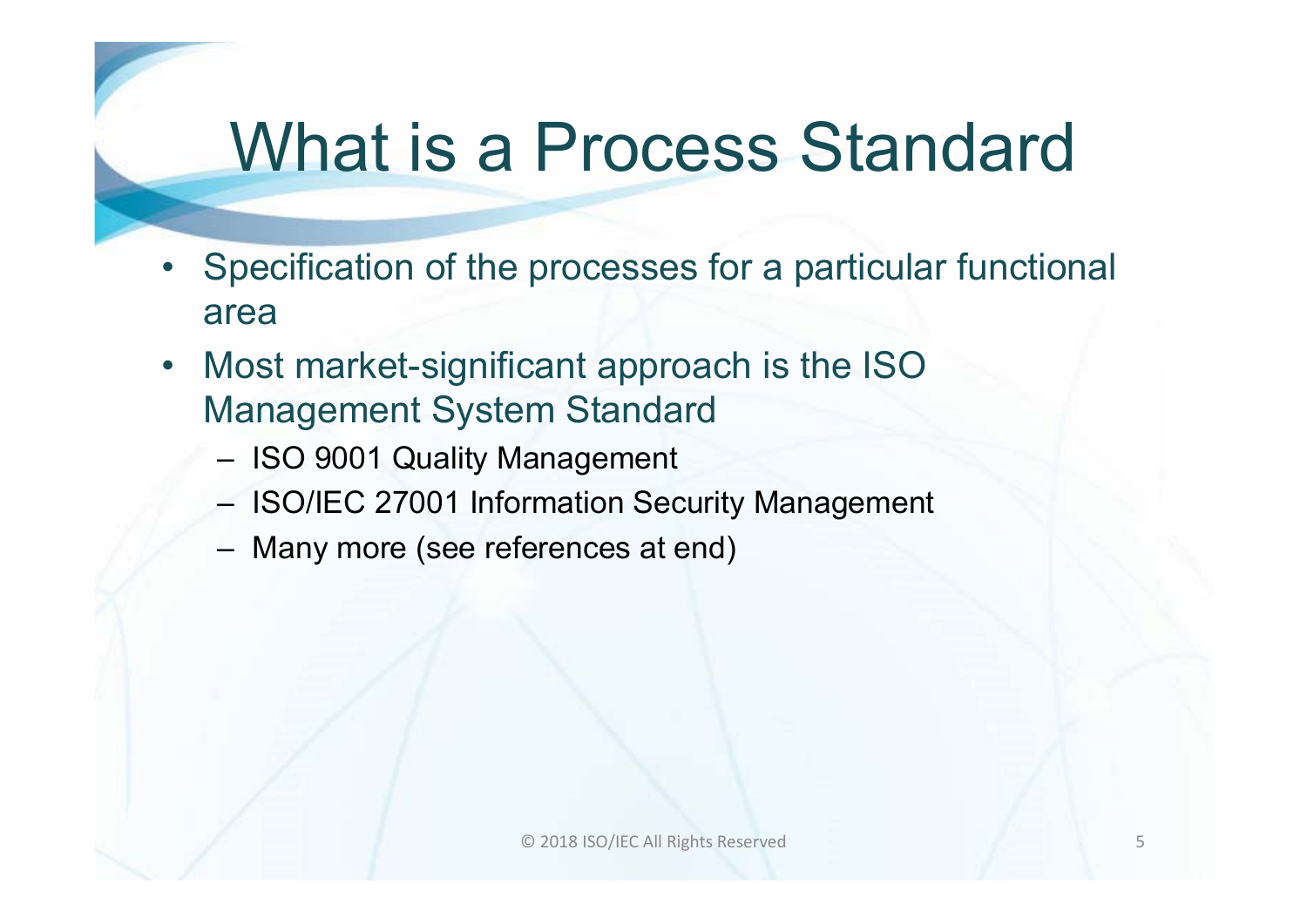# What is a Process Standard

- Specification of the processes for a particular functional area
- Most market-significant approach is the ISO Management System Standard
  - ISO 9001 Quality Management
  - ISO/IEC 27001 Information Security Management
  - Many more (see references at end)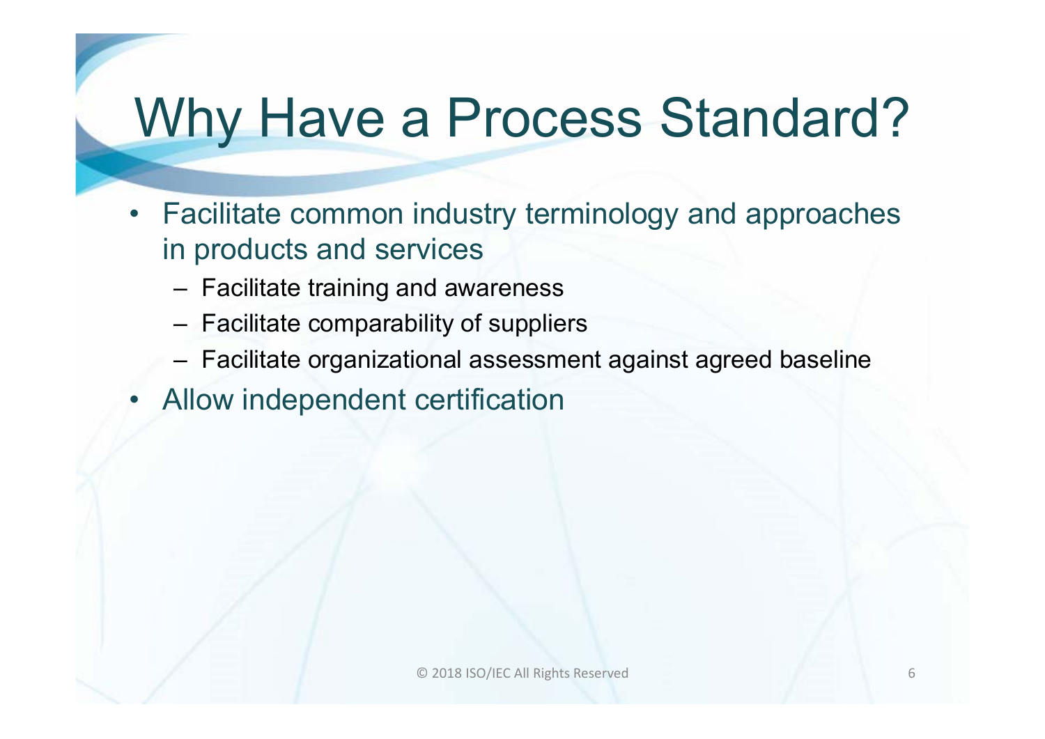# Why Have a Process Standard?

- Facilitate common industry terminology and approaches in products and services
  - Facilitate training and awareness
  - Facilitate comparability of suppliers
  - Facilitate organizational assessment against agreed baseline
- Allow independent certification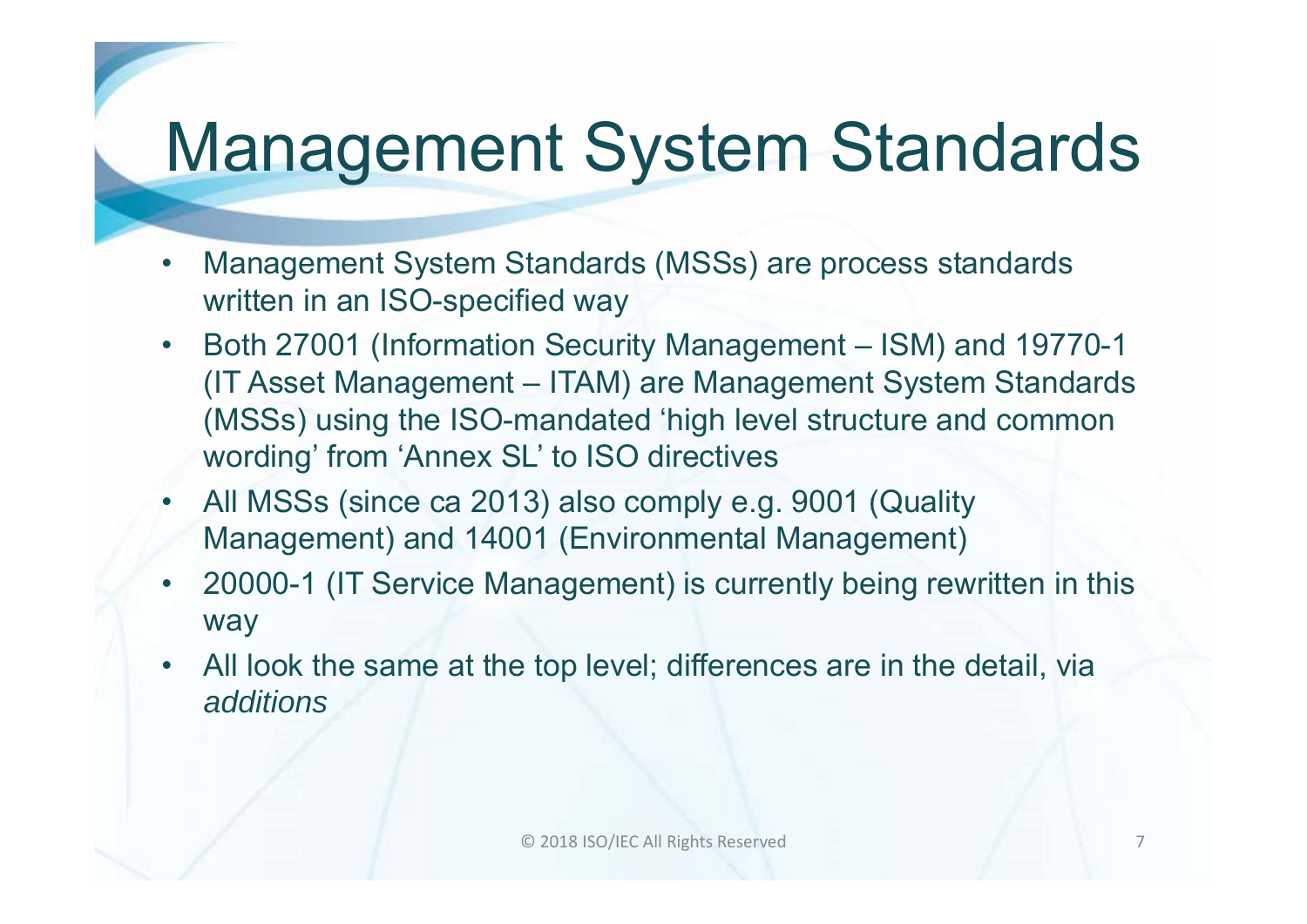# Management System Standards

- Management System Standards (MSSs) are process standards written in an ISO-specified way
- Both 27001 (Information Security Management – ISM) and 19770-1 (IT Asset Management – ITAM) are Management System Standards (MSSs) using the ISO-mandated 'high level structure and common wording' from 'Annex SL' to ISO directives
- All MSSs (since ca 2013) also comply e.g. 9001 (Quality Management) and 14001 (Environmental Management)
- 20000-1 (IT Service Management) is currently being rewritten in this way
- All look the same at the top level; differences are in the detail, via *additions*

© 2018 ISO/IEC All Rights Reserved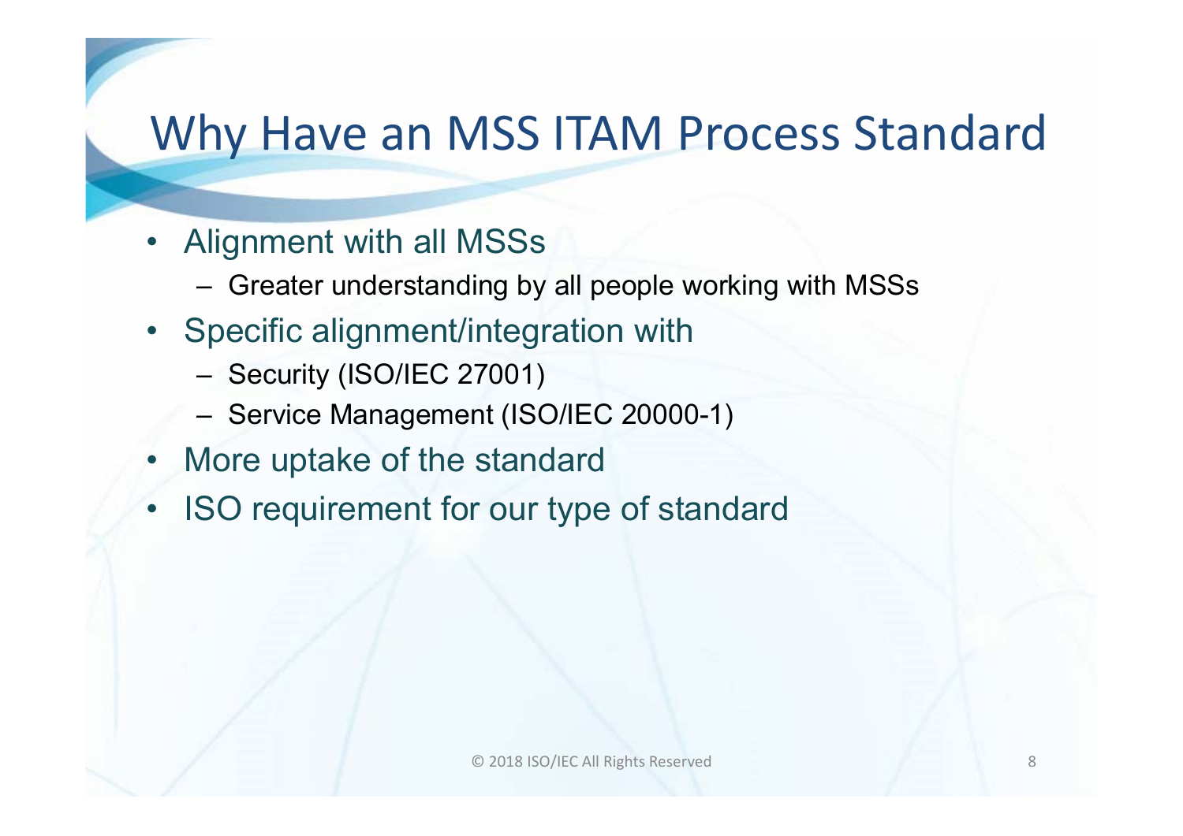# Why Have an MSS ITAM Process Standard

- Alignment with all MSSs
  - Greater understanding by all people working with MSSs
- Specific alignment/integration with
  - Security (ISO/IEC 27001)
  - Service Management (ISO/IEC 20000-1)
- More uptake of the standard
- ISO requirement for our type of standard

© 2018 ISO/IEC All Rights Reserved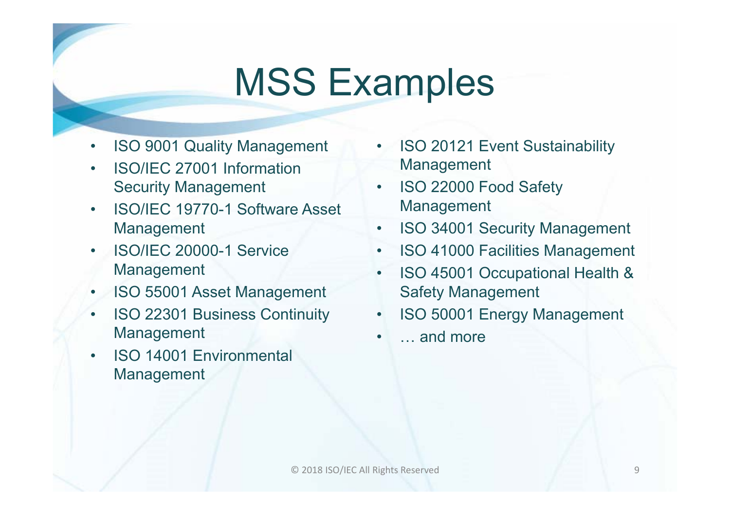# MSS Examples

- ISO 9001 Quality Management
- ISO/IEC 27001 Information Security Management
- ISO/IEC 19770-1 Software Asset Management
- ISO/IEC 20000-1 Service Management
- ISO 55001 Asset Management
- ISO 22301 Business Continuity Management
- ISO 14001 Environmental Management
- ISO 20121 Event Sustainability Management
- ISO 22000 Food Safety Management
- ISO 34001 Security Management
- ISO 41000 Facilities Management
- ISO 45001 Occupational Health & Safety Management
- ISO 50001 Energy Management
- … and more

© 2018 ISO/IEC All Rights Reserved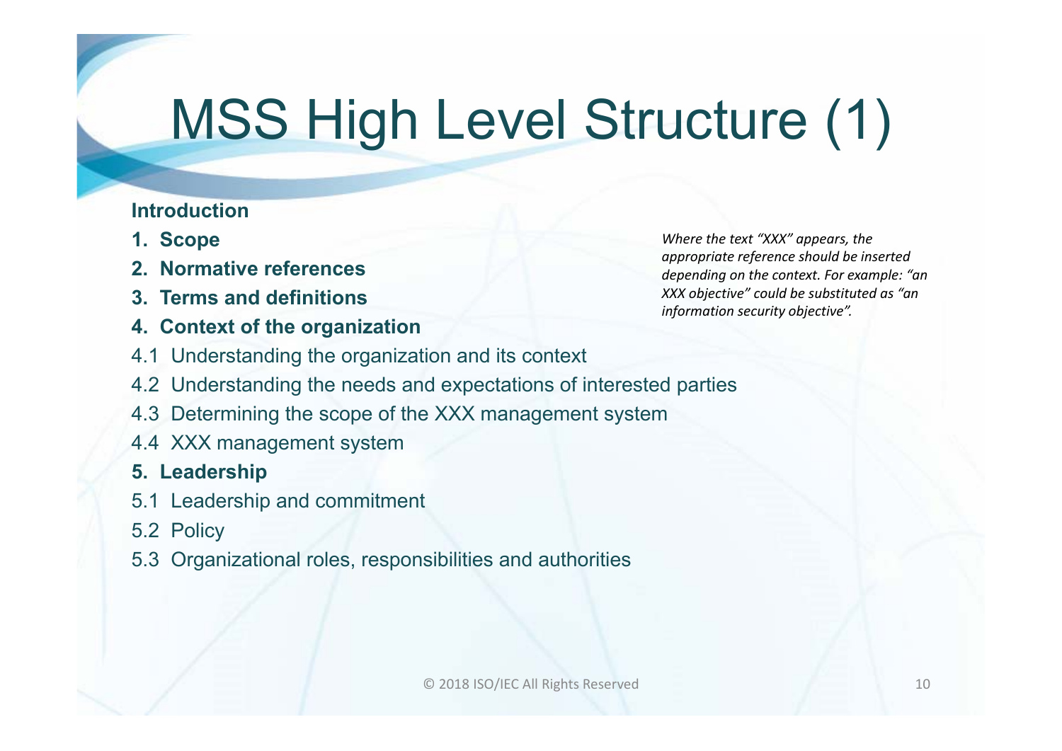# MSS High Level Structure (1)

*Where the text "XXX" appears, the appropriate reference should be inserted depending on the context. For example: "an XXX objective" could be substituted as "an information security objective".*

**Introduction**

1. **Scope**
2. **Normative references**
3. **Terms and definitions**
4. **Context of the organization**

4.1 Understanding the organization and its context

4.2 Understanding the needs and expectations of interested parties

4.3 Determining the scope of the XXX management system

4.4 XXX management system

5. **Leadership**

5.1 Leadership and commitment

5.2 Policy

5.3 Organizational roles, responsibilities and authorities

© 2018 ISO/IEC All Rights Reserved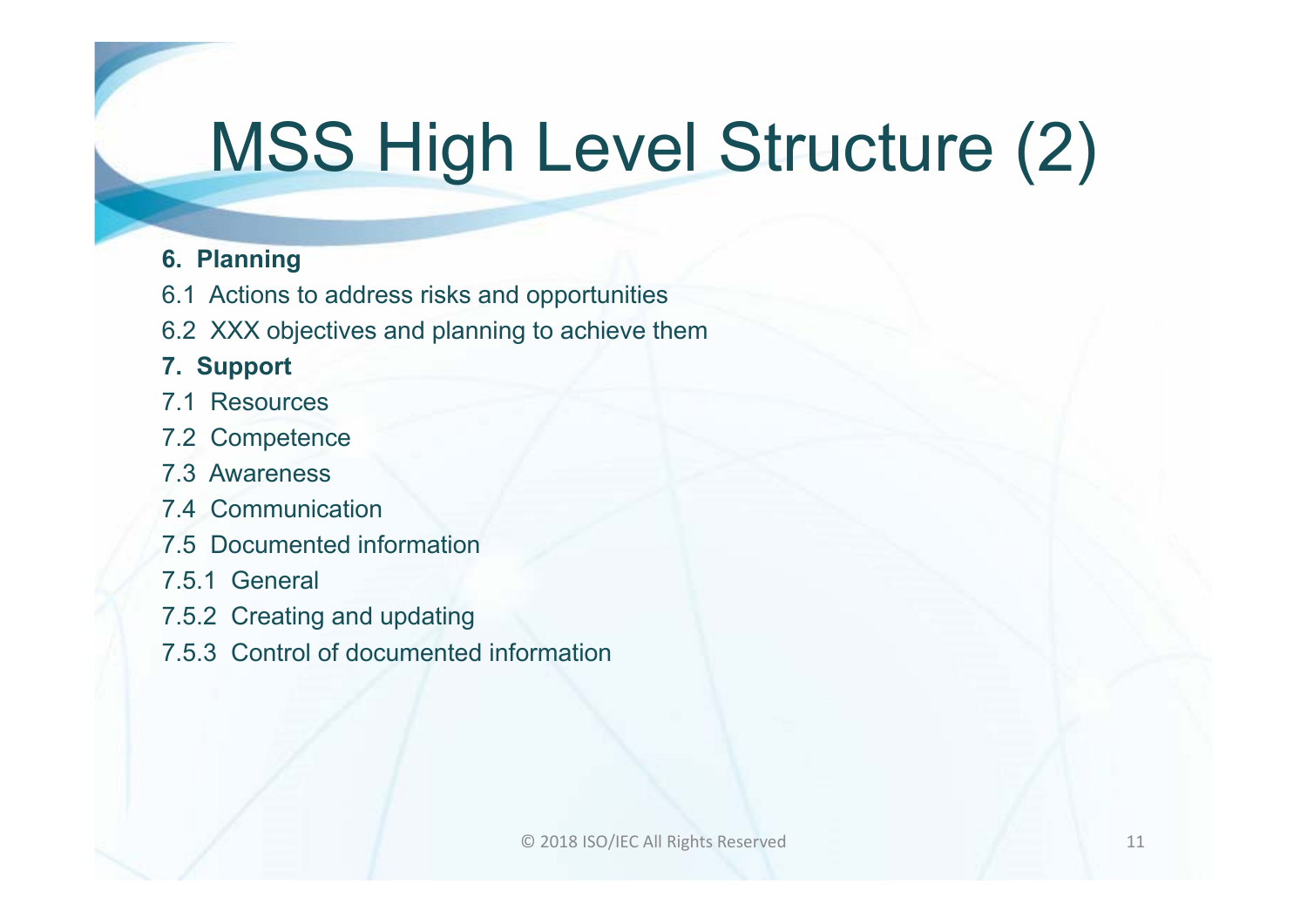# MSS High Level Structure (2)

**6. Planning**

6.1 Actions to address risks and opportunities

6.2 XXX objectives and planning to achieve them

**7. Support**

7.1 Resources

7.2 Competence

7.3 Awareness

7.4 Communication

7.5 Documented information

7.5.1 General

7.5.2 Creating and updating

7.5.3 Control of documented information

© 2018 ISO/IEC All Rights Reserved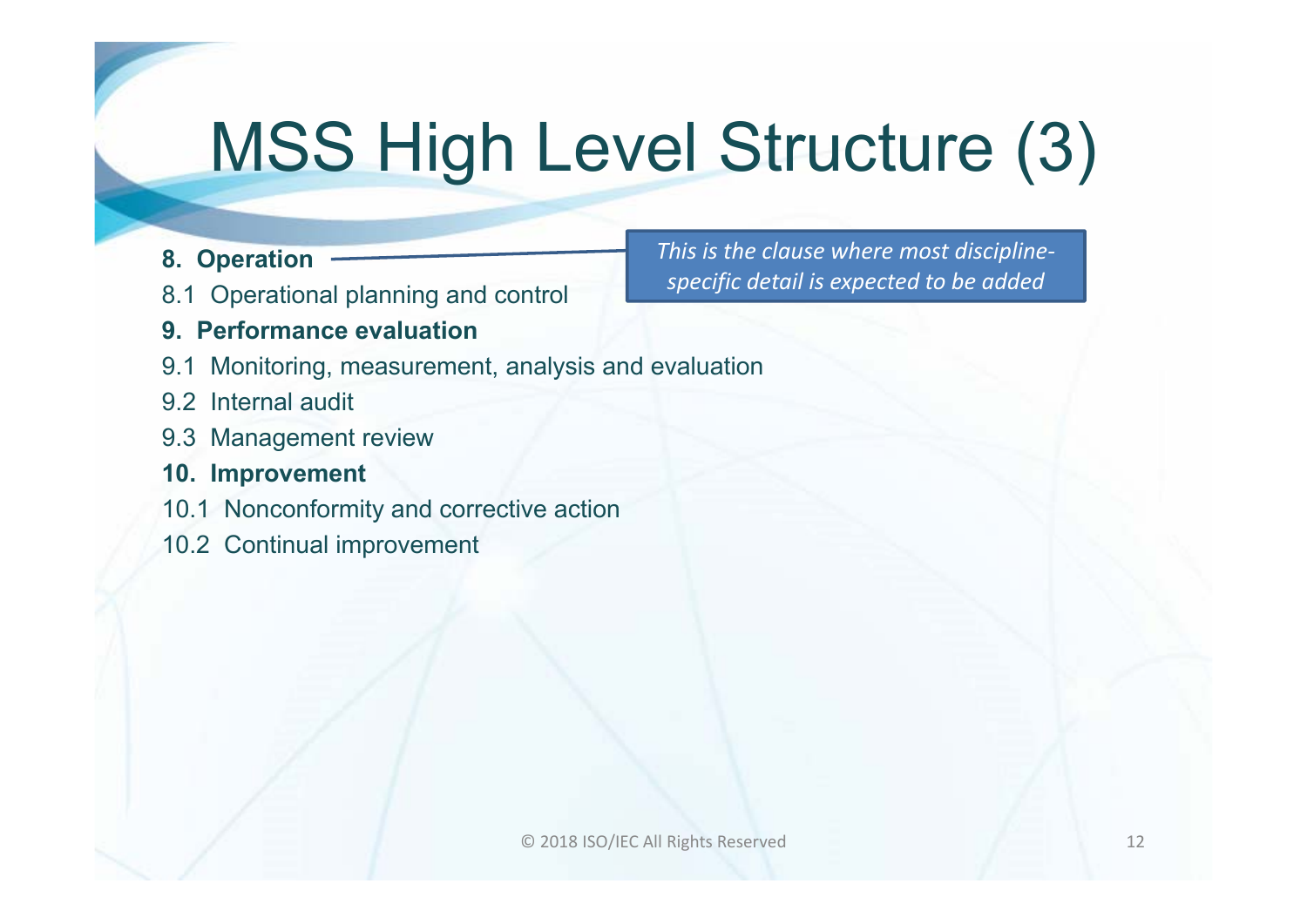# MSS High Level Structure (3)

**8. Operation**

*This is the clause where most discipline-specific detail is expected to be added*

8.1 Operational planning and control

**9. Performance evaluation**

9.1 Monitoring, measurement, analysis and evaluation

9.2 Internal audit

9.3 Management review

**10. Improvement**

10.1 Nonconformity and corrective action

10.2 Continual improvement

© 2018 ISO/IEC All Rights Reserved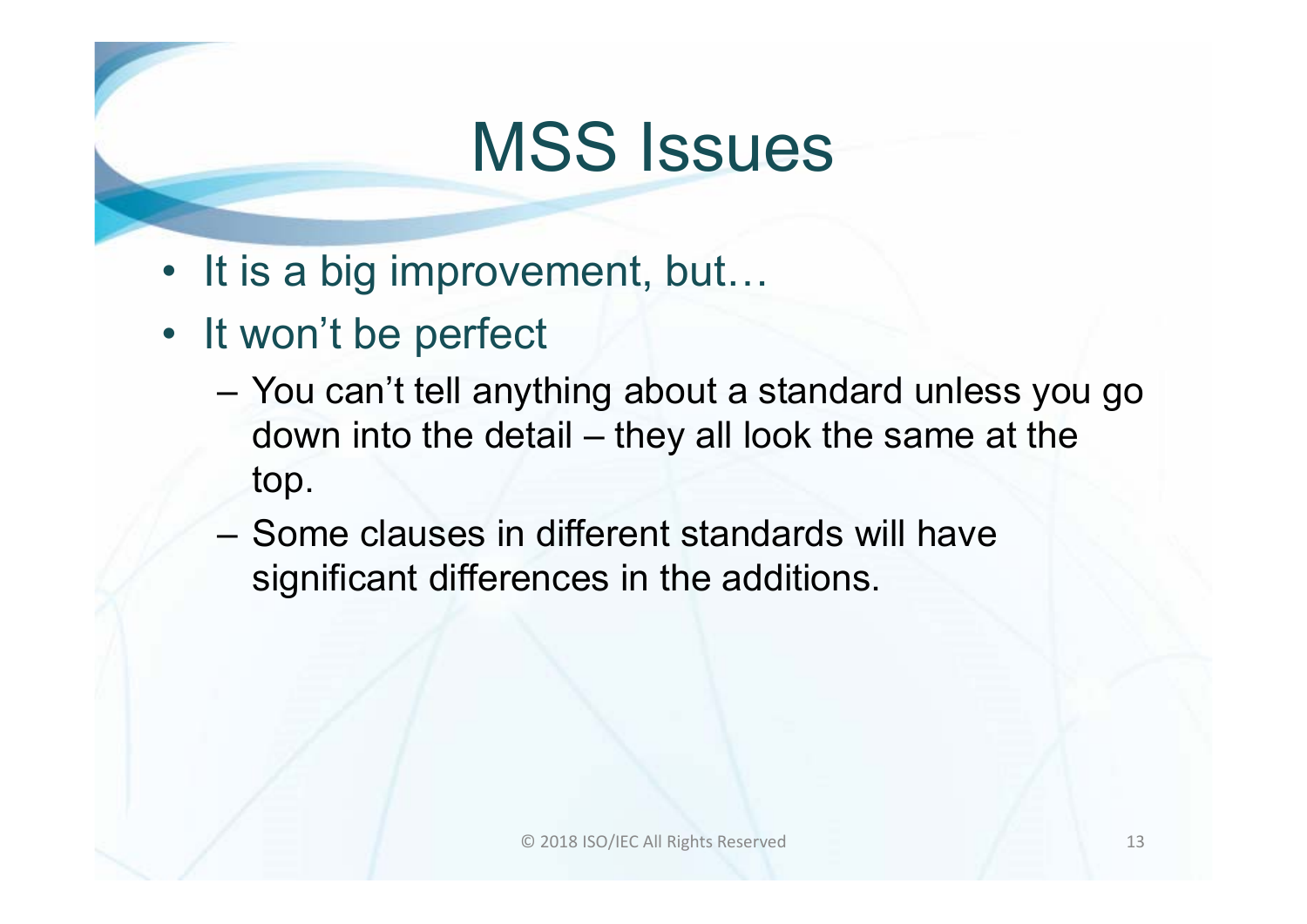# MSS Issues

- It is a big improvement, but…
- It won't be perfect
  - You can't tell anything about a standard unless you go down into the detail – they all look the same at the top.
  - Some clauses in different standards will have significant differences in the additions.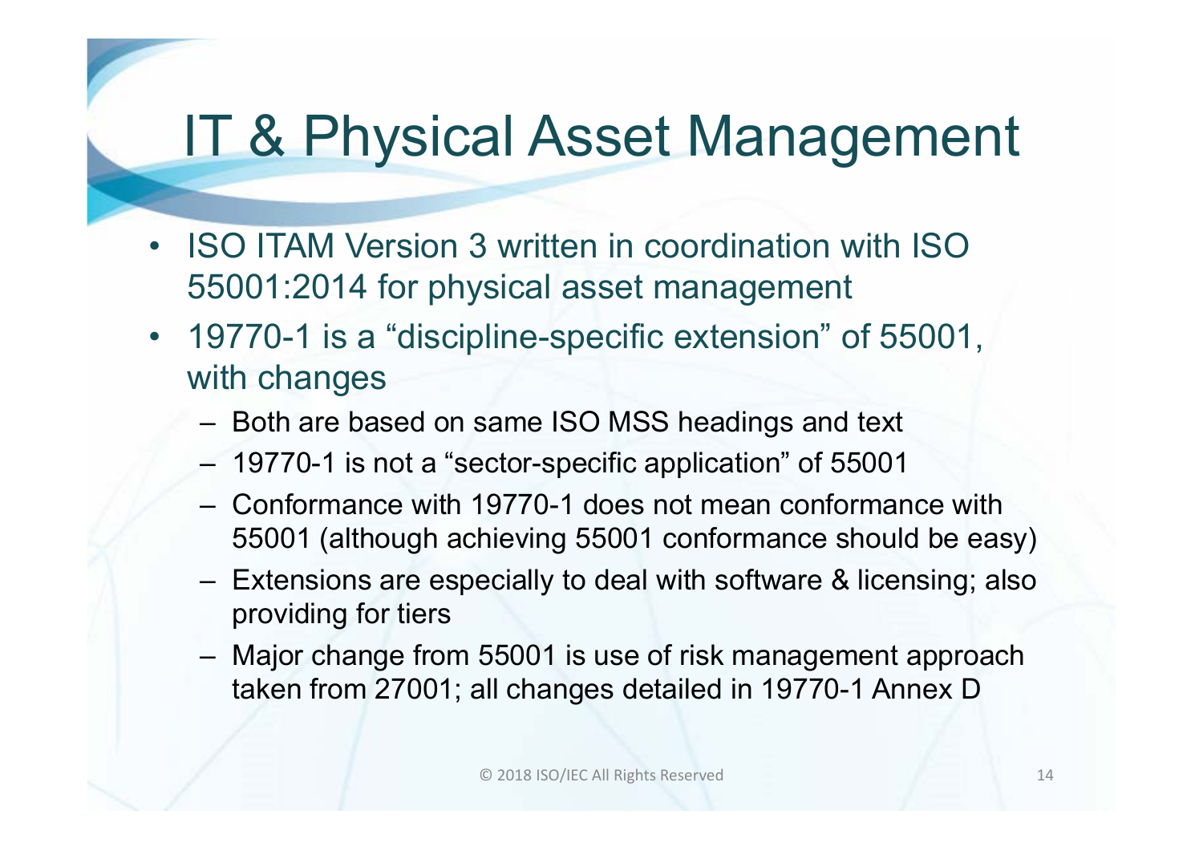# IT & Physical Asset Management

- ISO ITAM Version 3 written in coordination with ISO 55001:2014 for physical asset management
- 19770-1 is a "discipline-specific extension" of 55001, with changes
  - Both are based on same ISO MSS headings and text
  - 19770-1 is not a "sector-specific application" of 55001
  - Conformance with 19770-1 does not mean conformance with 55001 (although achieving 55001 conformance should be easy)
  - Extensions are especially to deal with software & licensing; also providing for tiers
  - Major change from 55001 is use of risk management approach taken from 27001; all changes detailed in 19770-1 Annex D

© 2018 ISO/IEC All Rights Reserved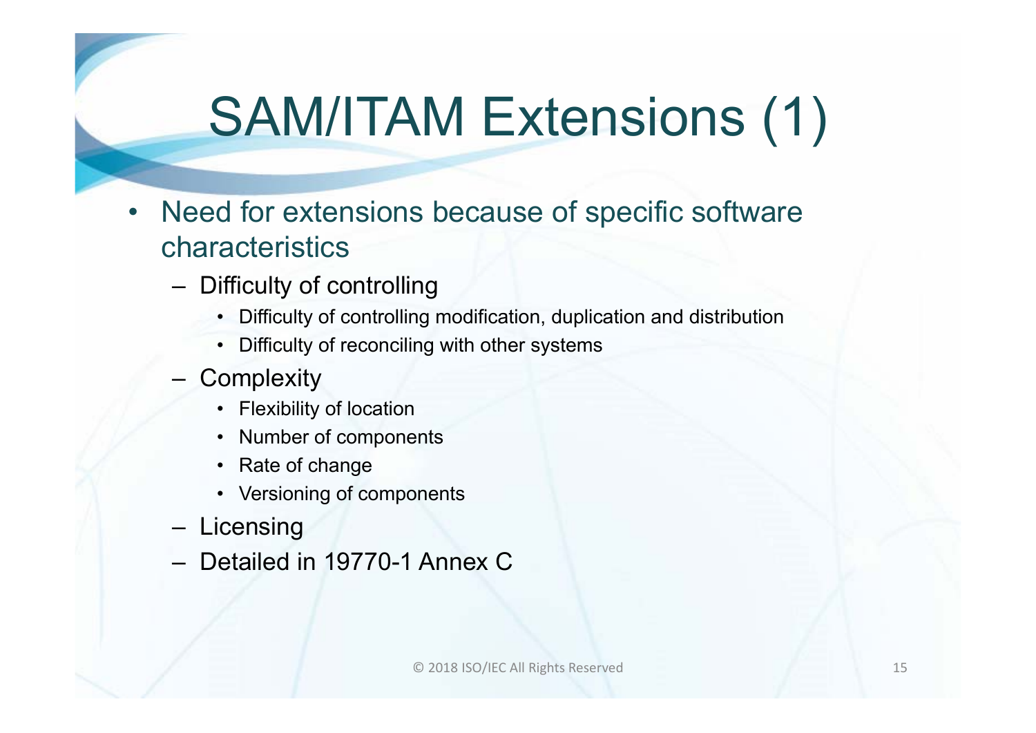# SAM/ITAM Extensions (1)

- Need for extensions because of specific software characteristics
  - Difficulty of controlling
    - Difficulty of controlling modification, duplication and distribution
    - Difficulty of reconciling with other systems
  - Complexity
    - Flexibility of location
    - Number of components
    - Rate of change
    - Versioning of components
  - Licensing
  - Detailed in 19770-1 Annex C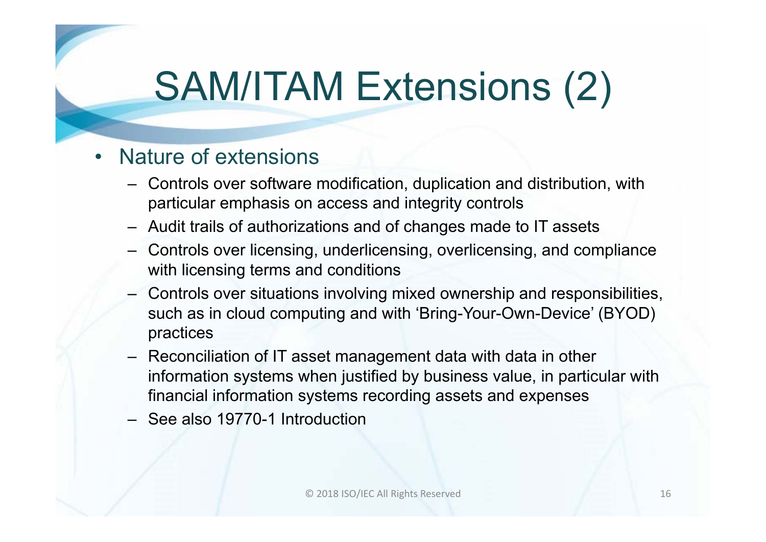# SAM/ITAM Extensions (2)

- Nature of extensions
  - Controls over software modification, duplication and distribution, with particular emphasis on access and integrity controls
  - Audit trails of authorizations and of changes made to IT assets
  - Controls over licensing, underlicensing, overlicensing, and compliance with licensing terms and conditions
  - Controls over situations involving mixed ownership and responsibilities, such as in cloud computing and with 'Bring-Your-Own-Device' (BYOD) practices
  - Reconciliation of IT asset management data with data in other information systems when justified by business value, in particular with financial information systems recording assets and expenses
  - See also 19770-1 Introduction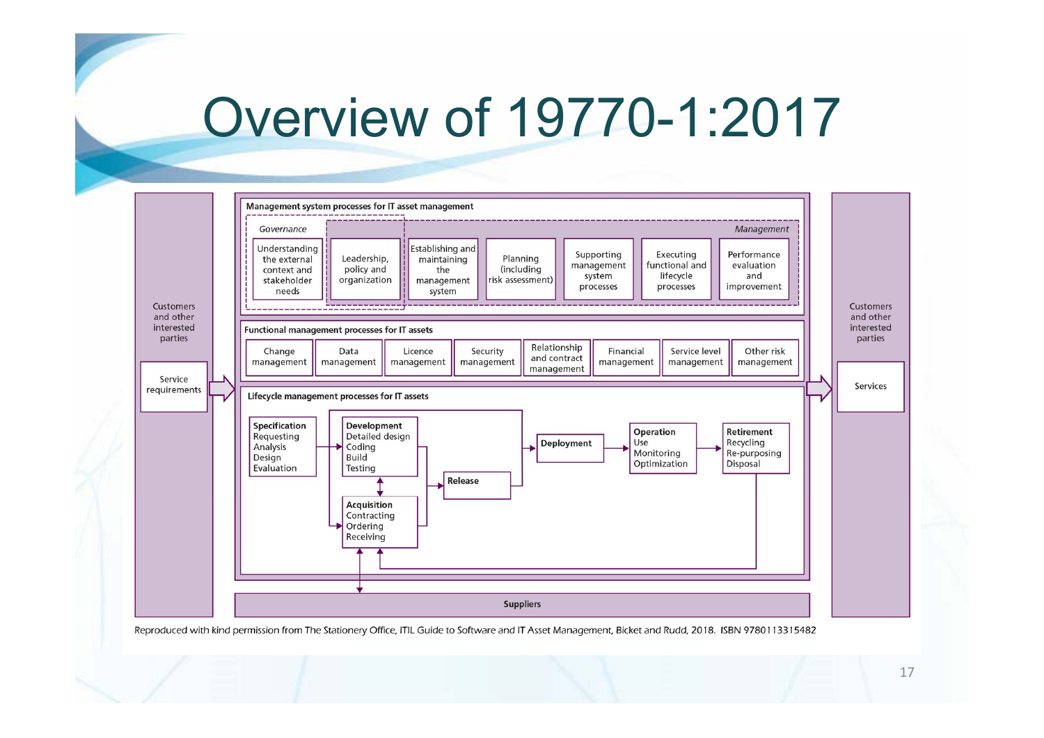# Overview of 19770-1:2017

Customers and other interested parties

Service requirements

**Management system processes for IT asset management**

*Governance*

*Management*

Understanding the external context and stakeholder needs

Leadership, policy and organization

Establishing and maintaining the management system

Planning (including risk assessment)

Supporting management system processes

Executing functional and lifecycle processes

Performance evaluation and improvement

**Functional management processes for IT assets**

Change management

Data management

Licence management

Security management

Relationship and contract management

Financial management

Service level management

Other risk management

**Lifecycle management processes for IT assets**

**Specification**
Requesting
Analysis
Design
Evaluation

**Development**
Detailed design
Coding
Build
Testing

**Acquisition**
Contracting
Ordering
Receiving

**Release**

**Deployment**

**Operation**
Use
Monitoring
Optimization

**Retirement**
Recycling
Re-purposing
Disposal

**Suppliers**

Customers and other interested parties

Services

Reproduced with kind permission from The Stationery Office, ITIL Guide to Software and IT Asset Management, Bicket and Rudd, 2018. ISBN 9780113315482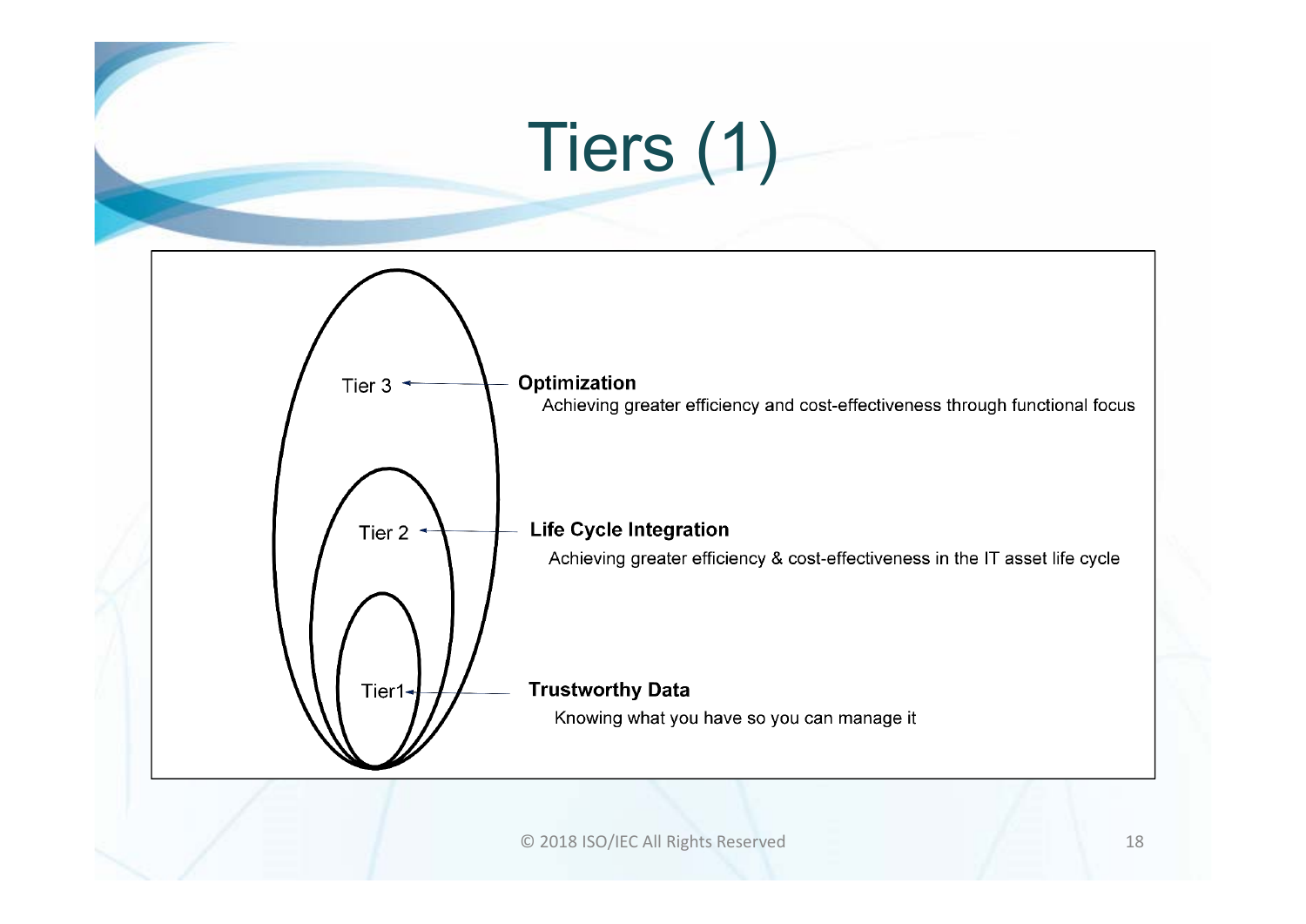# Tiers (1)

Tier 3 — **Optimization**
Achieving greater efficiency and cost-effectiveness through functional focus

Tier 2 — **Life Cycle Integration**
Achieving greater efficiency & cost-effectiveness in the IT asset life cycle

Tier1 — **Trustworthy Data**
Knowing what you have so you can manage it

© 2018 ISO/IEC All Rights Reserved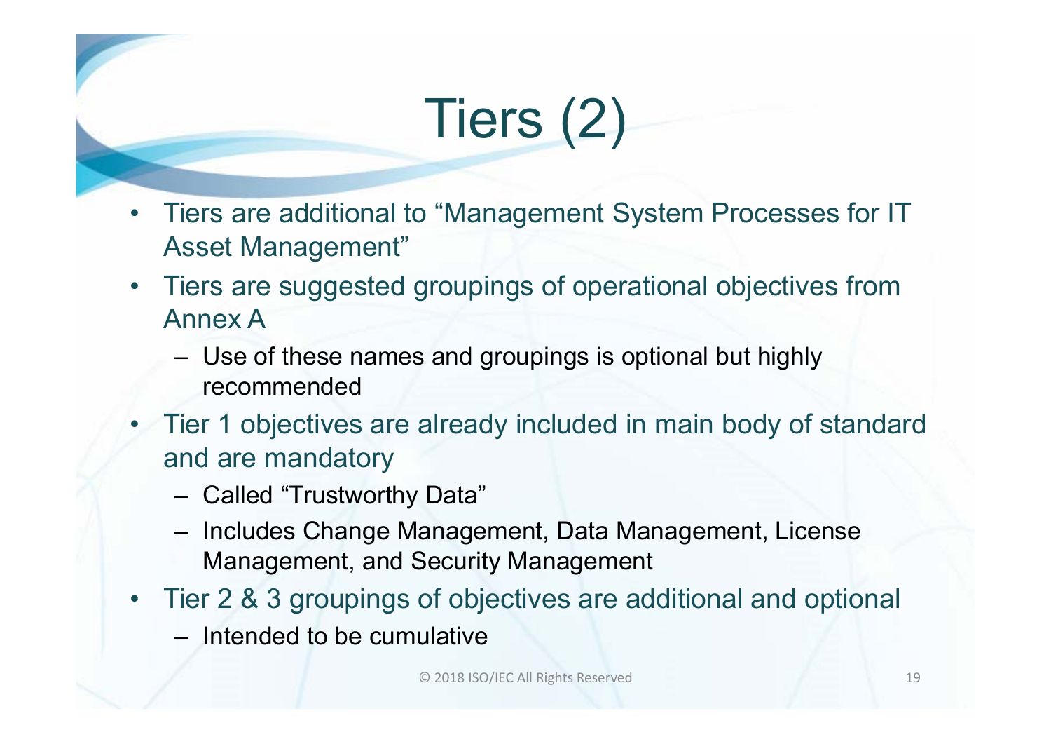# Tiers (2)

- Tiers are additional to "Management System Processes for IT Asset Management"
- Tiers are suggested groupings of operational objectives from Annex A
  - Use of these names and groupings is optional but highly recommended
- Tier 1 objectives are already included in main body of standard and are mandatory
  - Called "Trustworthy Data"
  - Includes Change Management, Data Management, License Management, and Security Management
- Tier 2 & 3 groupings of objectives are additional and optional
  - Intended to be cumulative

© 2018 ISO/IEC All Rights Reserved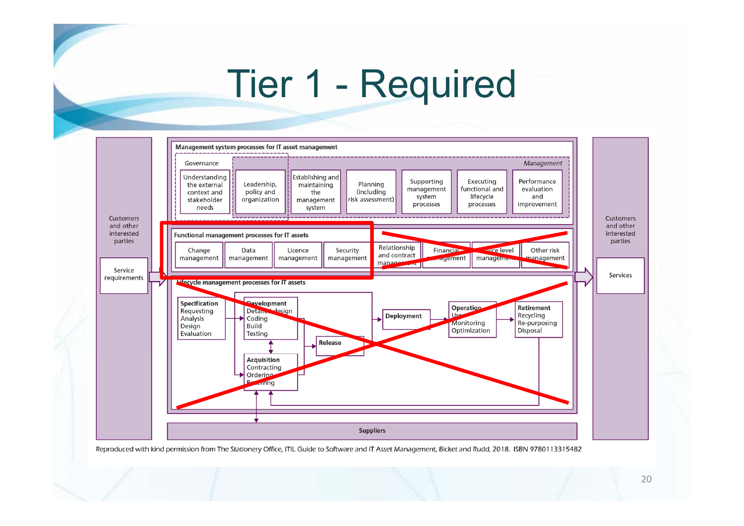# Tier 1 - Required

Customers and other interested parties

Service requirements

**Management system processes for IT asset management**

*Governance*

*Management*

- Understanding the external context and stakeholder needs
- Leadership, policy and organization
- Establishing and maintaining the management system
- Planning (including risk assessment)
- Supporting management system processes
- Executing functional and lifecycle processes
- Performance evaluation and improvement

**Functional management processes for IT assets**

- Change management
- Data management
- Licence management
- Security management
- Relationship and contract management
- Financial management
- Service level management
- Other risk management

**Lifecycle management processes for IT assets**

- **Specification** Requesting, Analysis, Design, Evaluation
- **Development** Detailed design, Coding, Build, Testing
- **Acquisition** Contracting, Ordering, Receiving
- **Release**
- **Deployment**
- **Operation** Use, Monitoring, Optimization
- **Retirement** Recycling, Re-purposing, Disposal

**Suppliers**

Customers and other interested parties

Services

Reproduced with kind permission from The Stationery Office, ITIL Guide to Software and IT Asset Management, Bicket and Rudd, 2018. ISBN 9780113315482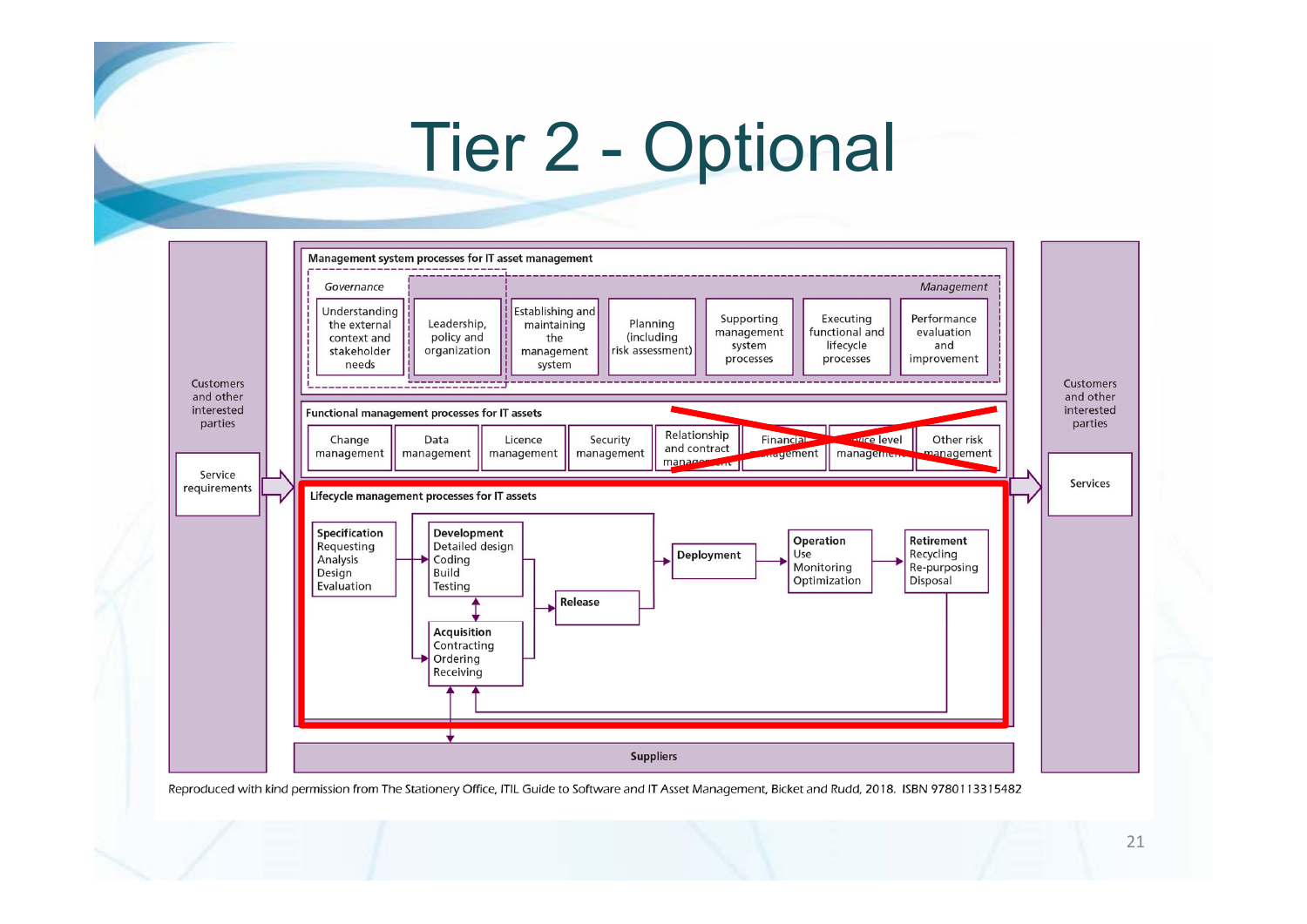# Tier 2 - Optional

**Management system processes for IT asset management**

*Governance*

- Understanding the external context and stakeholder needs
- Leadership, policy and organization

*Management*

- Establishing and maintaining the management system
- Planning (including risk assessment)
- Supporting management system processes
- Executing functional and lifecycle processes
- Performance evaluation and improvement

**Functional management processes for IT assets**

- Change management
- Data management
- Licence management
- Security management
- ~~Relationship and contract management~~
- ~~Financial management~~
- ~~Service level management~~
- ~~Other risk management~~

**Lifecycle management processes for IT assets**

- **Specification**: Requesting, Analysis, Design, Evaluation
- **Development**: Detailed design, Coding, Build, Testing
- **Acquisition**: Contracting, Ordering, Receiving
- **Release**
- **Deployment**
- **Operation**: Use, Monitoring, Optimization
- **Retirement**: Recycling, Re-purposing, Disposal

Customers and other interested parties — Service requirements

Customers and other interested parties — Services

Suppliers

Reproduced with kind permission from The Stationery Office, ITIL Guide to Software and IT Asset Management, Bicket and Rudd, 2018. ISBN 9780113315482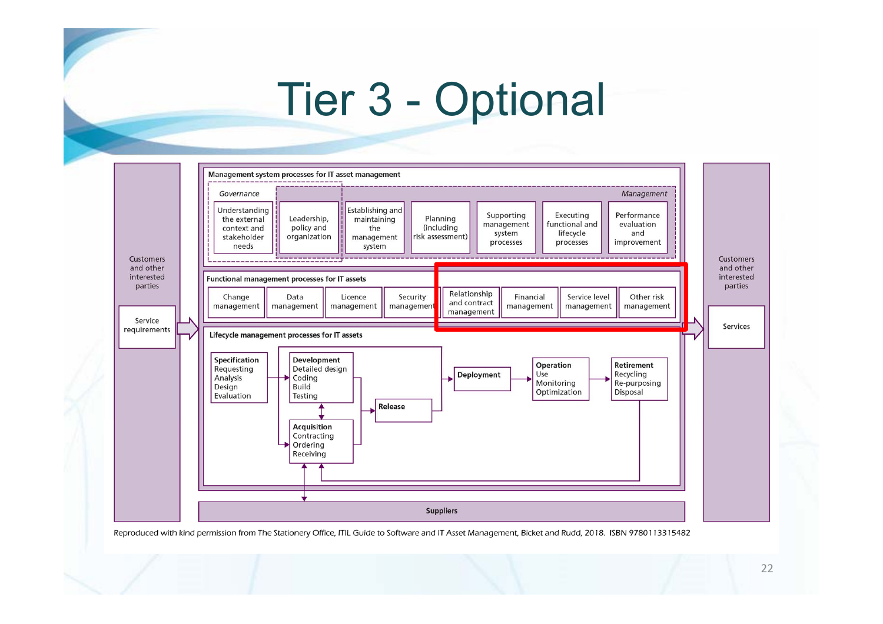# Tier 3 - Optional

**Management system processes for IT asset management**

*Governance*

- Understanding the external context and stakeholder needs
- Leadership, policy and organization

*Management*

- Establishing and maintaining the management system
- Planning (including risk assessment)
- Supporting management system processes
- Executing functional and lifecycle processes
- Performance evaluation and improvement

**Functional management processes for IT assets**

- Change management
- Data management
- Licence management
- Security management
- Relationship and contract management
- Financial management
- Service level management
- Other risk management

**Lifecycle management processes for IT assets**

- **Specification**: Requesting, Analysis, Design, Evaluation
- **Development**: Detailed design, Coding, Build, Testing
- **Acquisition**: Contracting, Ordering, Receiving
- **Release**
- **Deployment**
- **Operation**: Use, Monitoring, Optimization
- **Retirement**: Recycling, Re-purposing, Disposal

Customers and other interested parties — Service requirements

Customers and other interested parties — Services

Suppliers

Reproduced with kind permission from The Stationery Office, ITIL Guide to Software and IT Asset Management, Bicket and Rudd, 2018. ISBN 9780113315482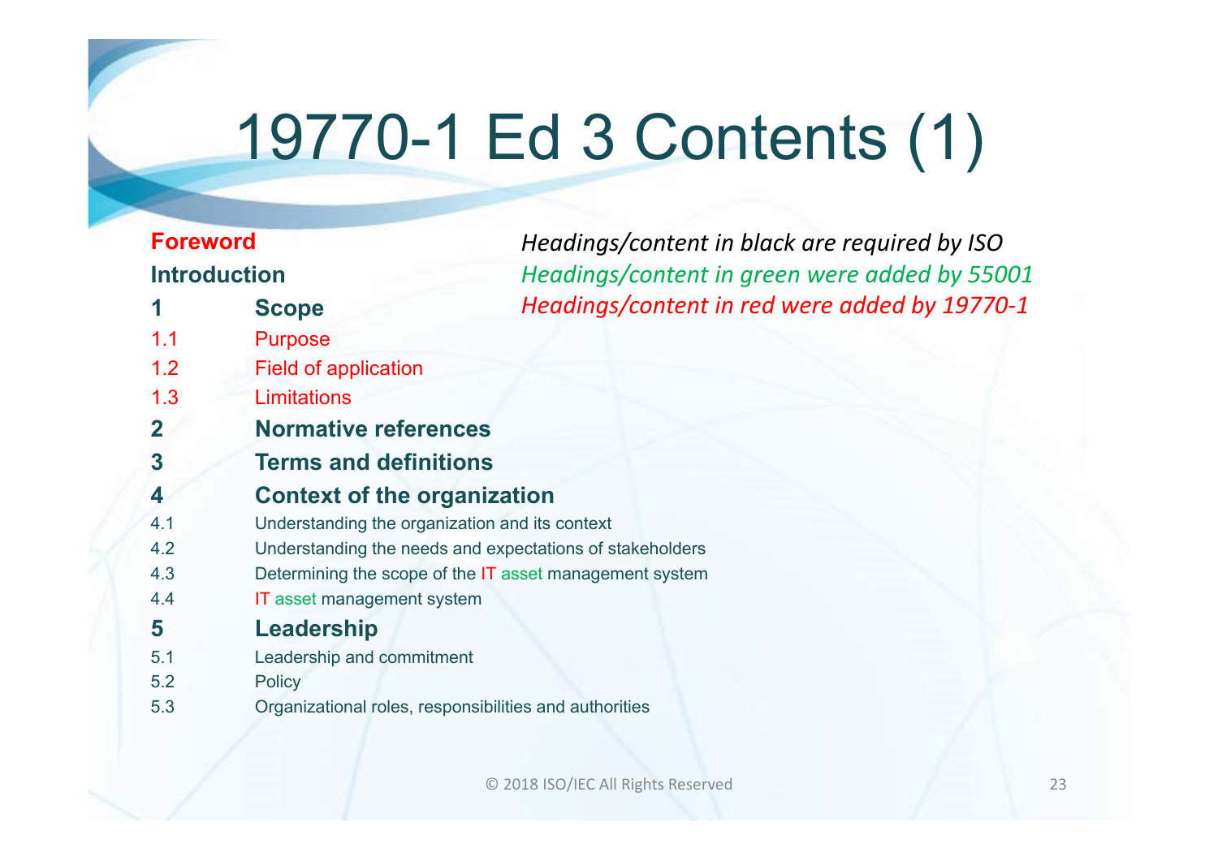# 19770-1 Ed 3 Contents (1)

*Headings/content in black are required by ISO*
*Headings/content in green were added by 55001*
*Headings/content in red were added by 19770-1*

**Foreword**

**Introduction**

**1 Scope**

1.1 Purpose

1.2 Field of application

1.3 Limitations

**2 Normative references**

**3 Terms and definitions**

**4 Context of the organization**

4.1 Understanding the organization and its context

4.2 Understanding the needs and expectations of stakeholders

4.3 Determining the scope of the IT asset management system

4.4 IT asset management system

**5 Leadership**

5.1 Leadership and commitment

5.2 Policy

5.3 Organizational roles, responsibilities and authorities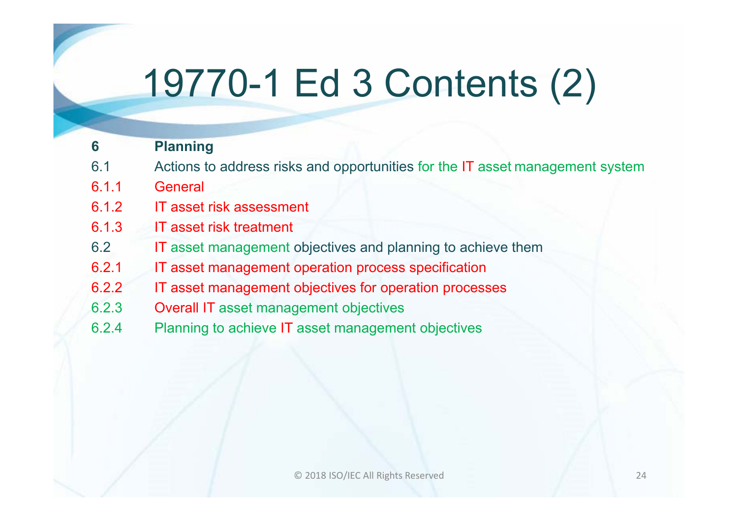# 19770-1 Ed 3 Contents (2)

| | |
|---|---|
| **6** | **Planning** |
| 6.1 | Actions to address risks and opportunities for the IT asset management system |
| 6.1.1 | General |
| 6.1.2 | IT asset risk assessment |
| 6.1.3 | IT asset risk treatment |
| 6.2 | IT asset management objectives and planning to achieve them |
| 6.2.1 | IT asset management operation process specification |
| 6.2.2 | IT asset management objectives for operation processes |
| 6.2.3 | Overall IT asset management objectives |
| 6.2.4 | Planning to achieve IT asset management objectives |

© 2018 ISO/IEC All Rights Reserved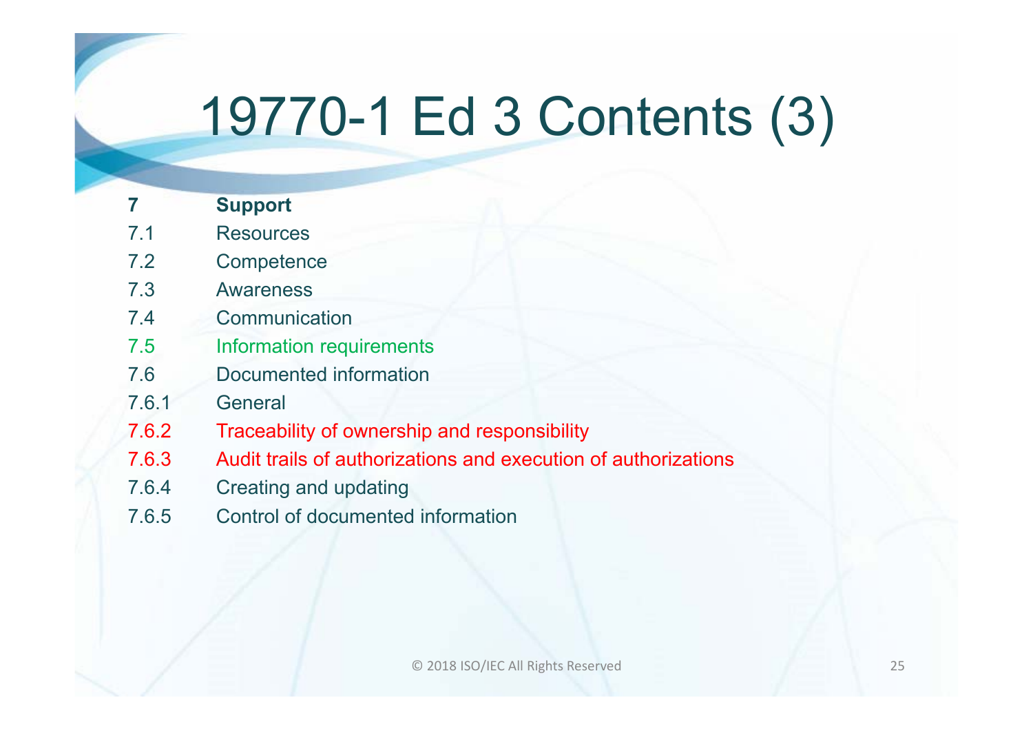# 19770-1 Ed 3 Contents (3)

| | |
|---|---|
| **7** | **Support** |
| 7.1 | Resources |
| 7.2 | Competence |
| 7.3 | Awareness |
| 7.4 | Communication |
| 7.5 | Information requirements |
| 7.6 | Documented information |
| 7.6.1 | General |
| 7.6.2 | Traceability of ownership and responsibility |
| 7.6.3 | Audit trails of authorizations and execution of authorizations |
| 7.6.4 | Creating and updating |
| 7.6.5 | Control of documented information |

© 2018 ISO/IEC All Rights Reserved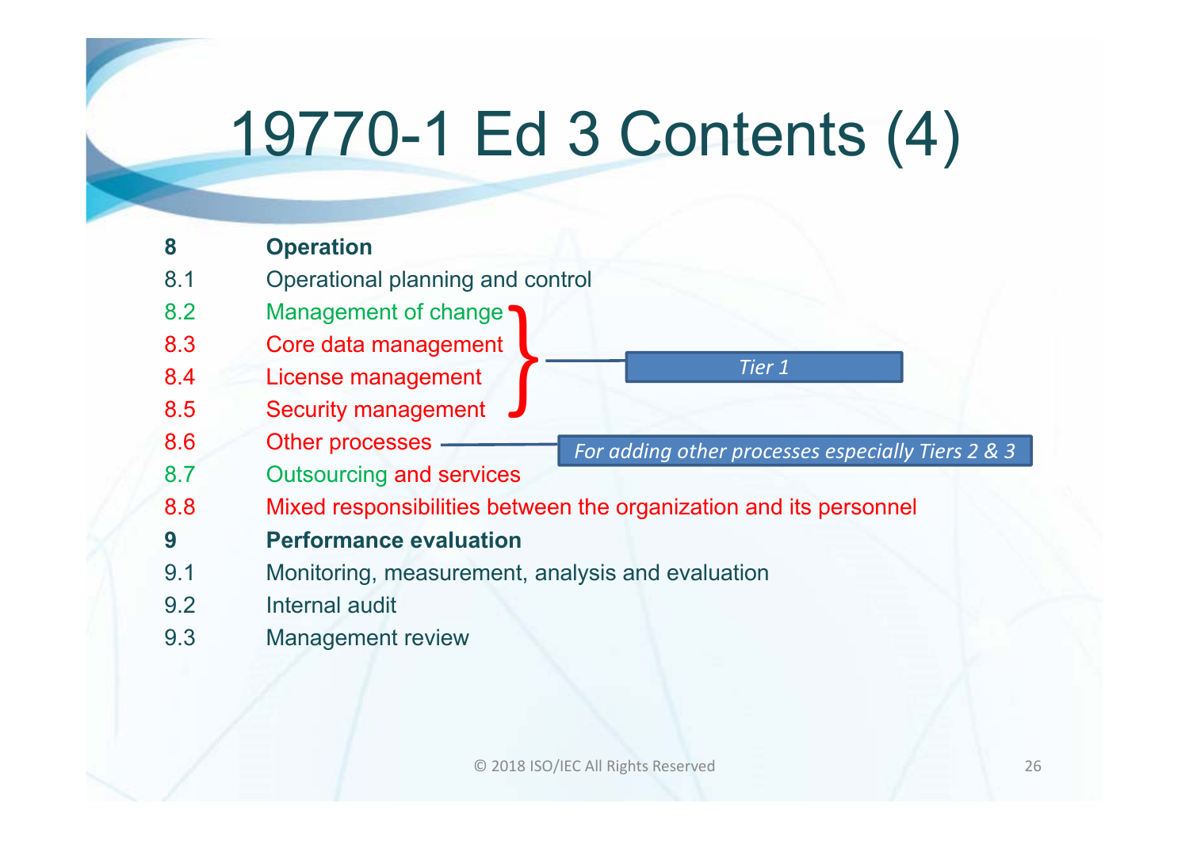# 19770-1 Ed 3 Contents (4)

| | |
|---|---|
| **8** | **Operation** |
| 8.1 | Operational planning and control |
| 8.2 | Management of change |
| 8.3 | Core data management |
| 8.4 | License management |
| 8.5 | Security management |
| 8.6 | Other processes |
| 8.7 | Outsourcing and services |
| 8.8 | Mixed responsibilities between the organization and its personnel |
| **9** | **Performance evaluation** |
| 9.1 | Monitoring, measurement, analysis and evaluation |
| 9.2 | Internal audit |
| 9.3 | Management review |

8.2–8.5: *Tier 1*

8.6: *For adding other processes especially Tiers 2 & 3*

© 2018 ISO/IEC All Rights Reserved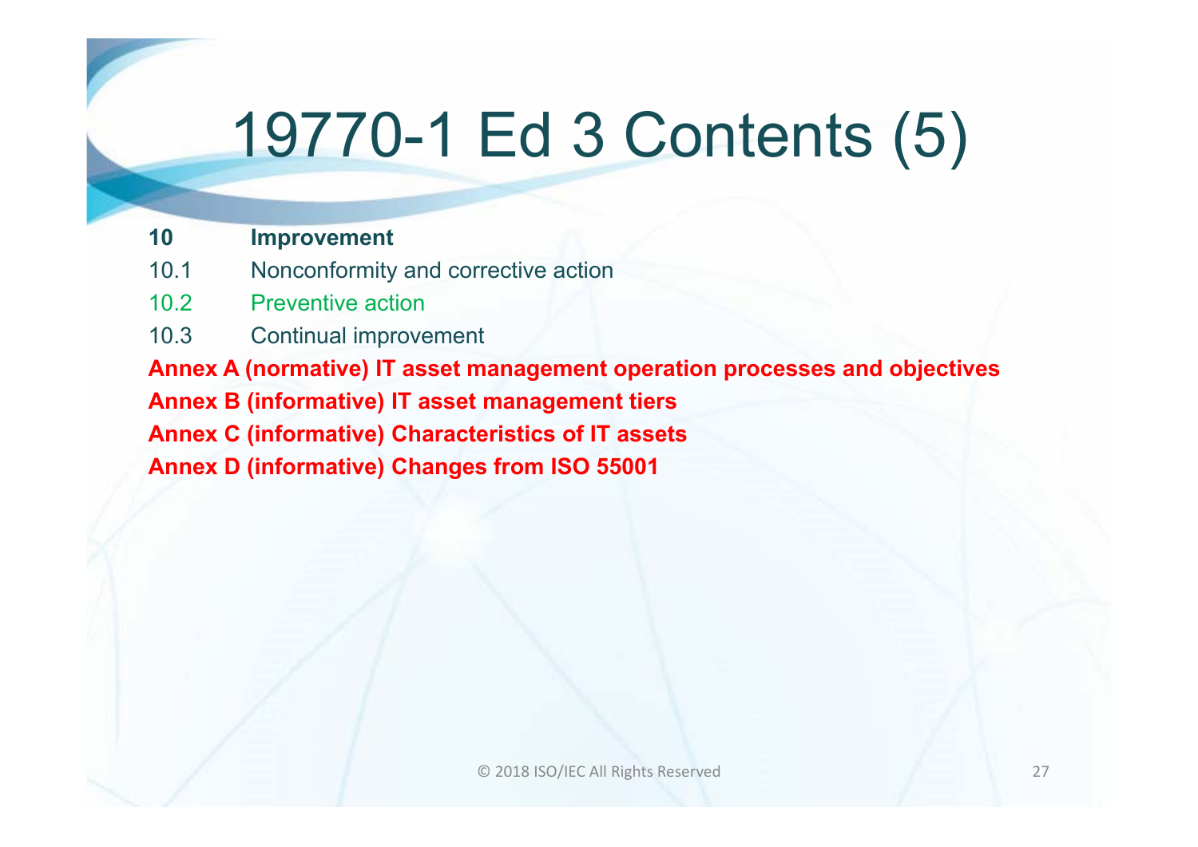# 19770-1 Ed 3 Contents (5)

**10 Improvement**

10.1 Nonconformity and corrective action

10.2 Preventive action

10.3 Continual improvement

**Annex A (normative) IT asset management operation processes and objectives**

**Annex B (informative) IT asset management tiers**

**Annex C (informative) Characteristics of IT assets**

**Annex D (informative) Changes from ISO 55001**

© 2018 ISO/IEC All Rights Reserved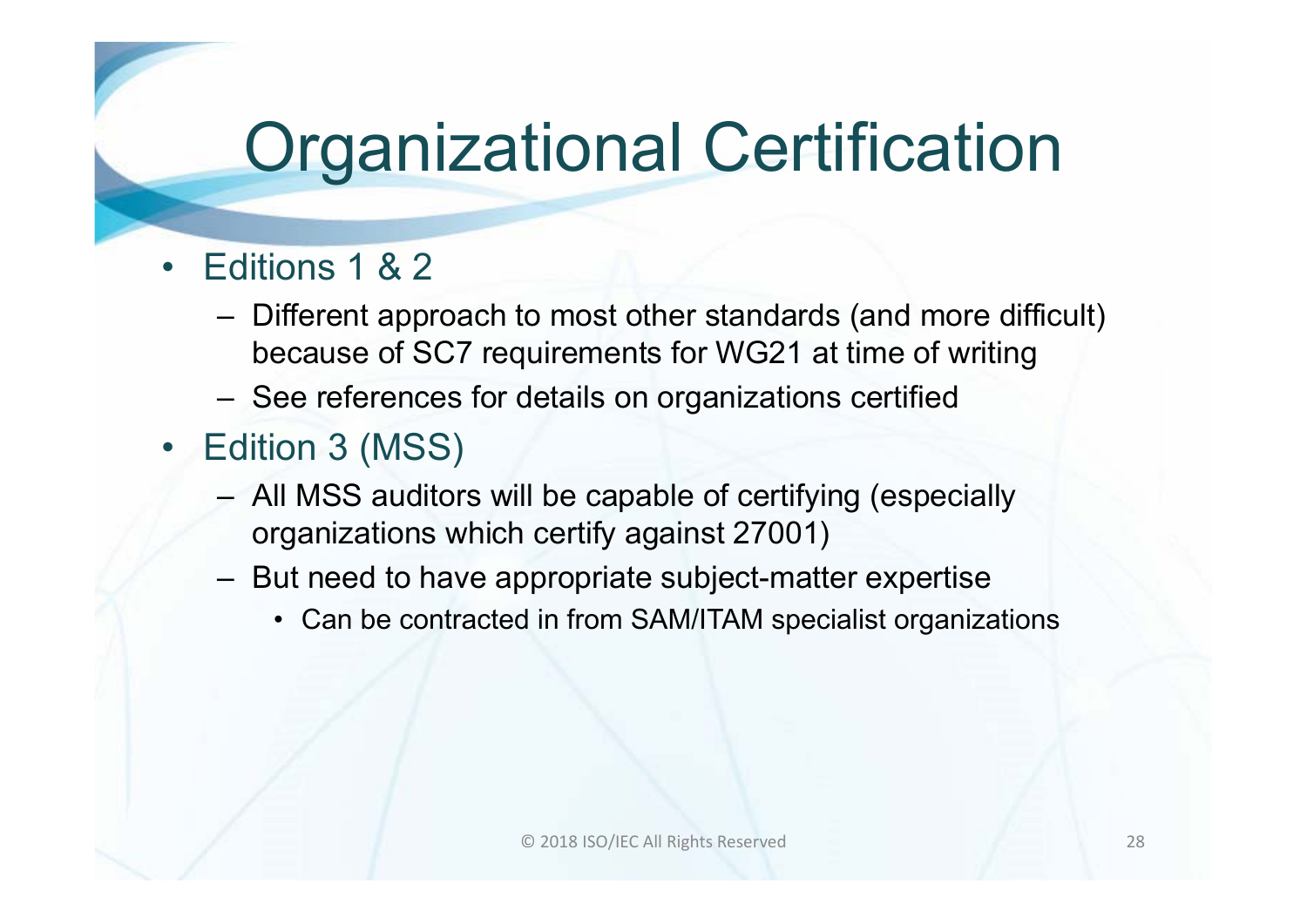# Organizational Certification

- Editions 1 & 2
  - Different approach to most other standards (and more difficult) because of SC7 requirements for WG21 at time of writing
  - See references for details on organizations certified
- Edition 3 (MSS)
  - All MSS auditors will be capable of certifying (especially organizations which certify against 27001)
  - But need to have appropriate subject-matter expertise
    - Can be contracted in from SAM/ITAM specialist organizations

© 2018 ISO/IEC All Rights Reserved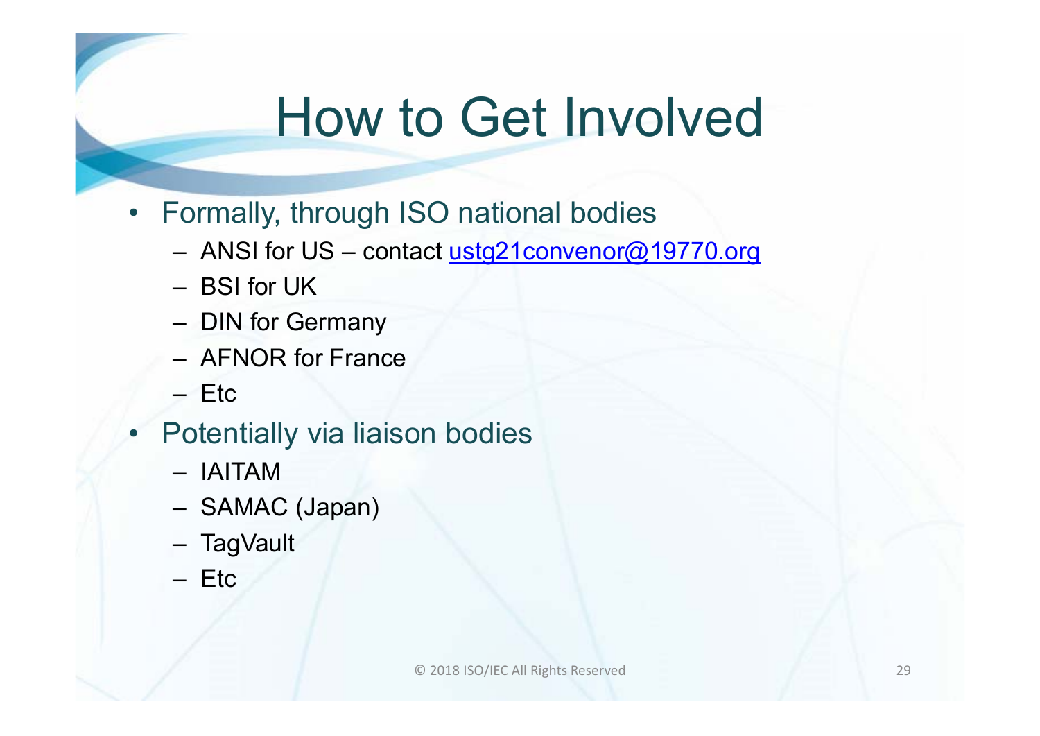# How to Get Involved

- Formally, through ISO national bodies
  - ANSI for US – contact ustg21convenor@19770.org
  - BSI for UK
  - DIN for Germany
  - AFNOR for France
  - Etc
- Potentially via liaison bodies
  - IAITAM
  - SAMAC (Japan)
  - TagVault
  - Etc

© 2018 ISO/IEC All Rights Reserved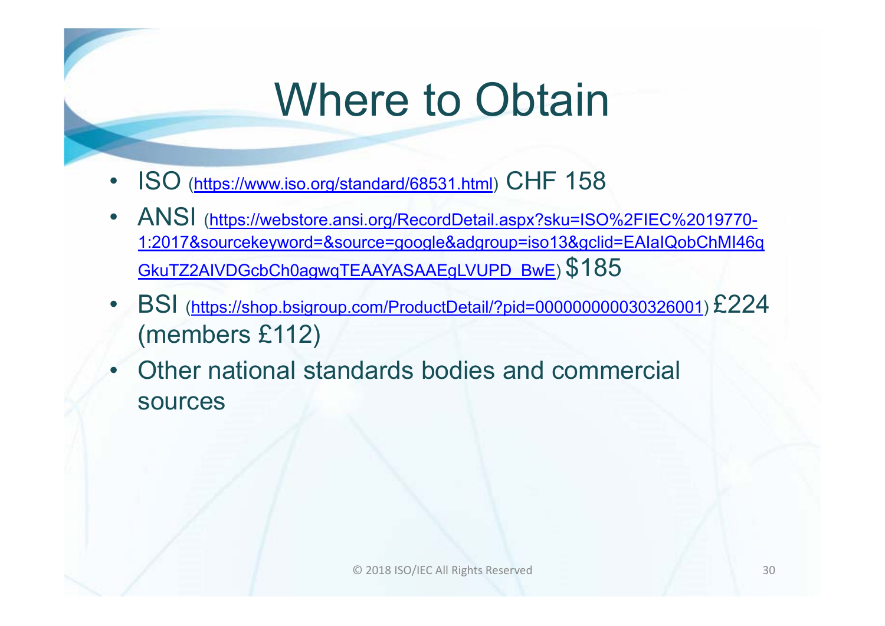# Where to Obtain

- ISO ([https://www.iso.org/standard/68531.html](https://www.iso.org/standard/68531.html)) CHF 158
- ANSI ([https://webstore.ansi.org/RecordDetail.aspx?sku=ISO%2FIEC%2019770-1:2017&sourcekeyword=&source=google&adgroup=iso13&gclid=EAIaIQobChMI46qGkuTZ2AIVDGcbCh0agwqTEAAYASAAEgLVUPD_BwE](https://webstore.ansi.org/RecordDetail.aspx?sku=ISO%2FIEC%2019770-1:2017&sourcekeyword=&source=google&adgroup=iso13&gclid=EAIaIQobChMI46qGkuTZ2AIVDGcbCh0agwqTEAAYASAAEgLVUPD_BwE)) $185
- BSI ([https://shop.bsigroup.com/ProductDetail/?pid=000000000030326001](https://shop.bsigroup.com/ProductDetail/?pid=000000000030326001)) £224 (members £112)
- Other national standards bodies and commercial sources

© 2018 ISO/IEC All Rights Reserved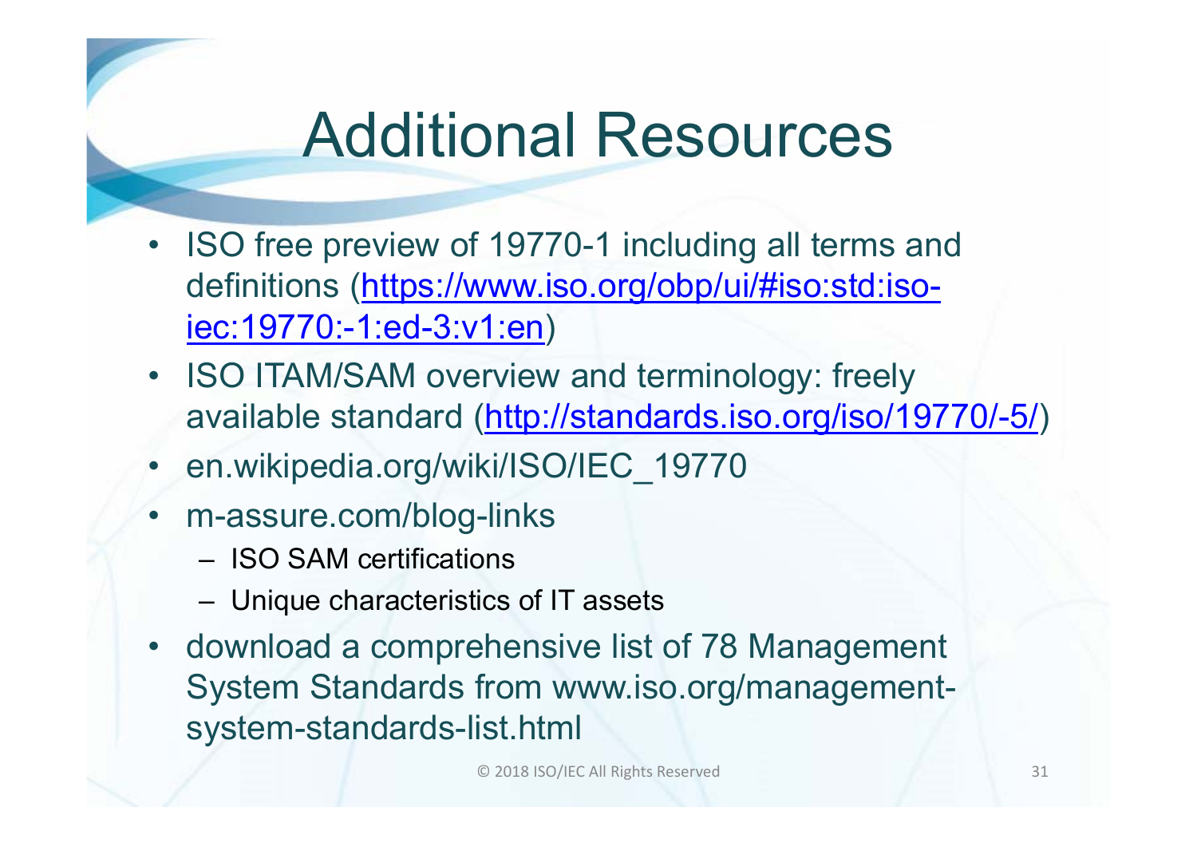# Additional Resources

- ISO free preview of 19770-1 including all terms and definitions ([https://www.iso.org/obp/ui/#iso:std:iso-iec:19770:-1:ed-3:v1:en](https://www.iso.org/obp/ui/#iso:std:iso-iec:19770:-1:ed-3:v1:en))
- ISO ITAM/SAM overview and terminology: freely available standard ([http://standards.iso.org/iso/19770/-5/](http://standards.iso.org/iso/19770/-5/))
- en.wikipedia.org/wiki/ISO/IEC_19770
- m-assure.com/blog-links
  - ISO SAM certifications
  - Unique characteristics of IT assets
- download a comprehensive list of 78 Management System Standards from www.iso.org/management-system-standards-list.html

© 2018 ISO/IEC All Rights Reserved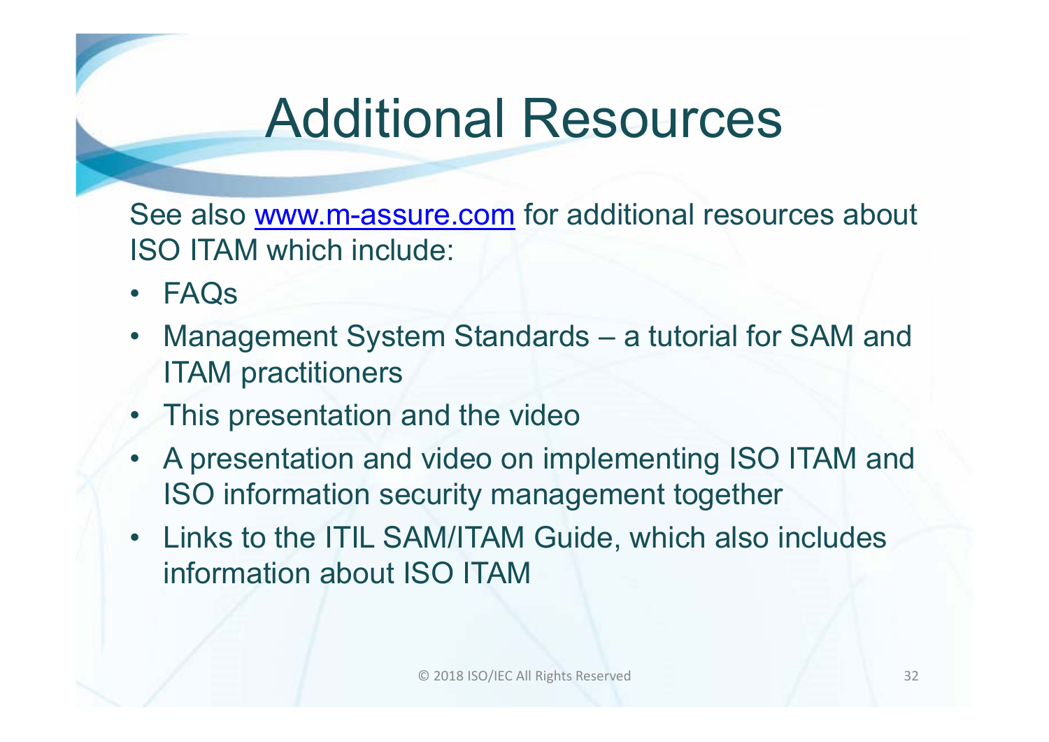# Additional Resources

See also [www.m-assure.com](http://www.m-assure.com) for additional resources about ISO ITAM which include:

- FAQs
- Management System Standards – a tutorial for SAM and ITAM practitioners
- This presentation and the video
- A presentation and video on implementing ISO ITAM and ISO information security management together
- Links to the ITIL SAM/ITAM Guide, which also includes information about ISO ITAM

© 2018 ISO/IEC All Rights Reserved